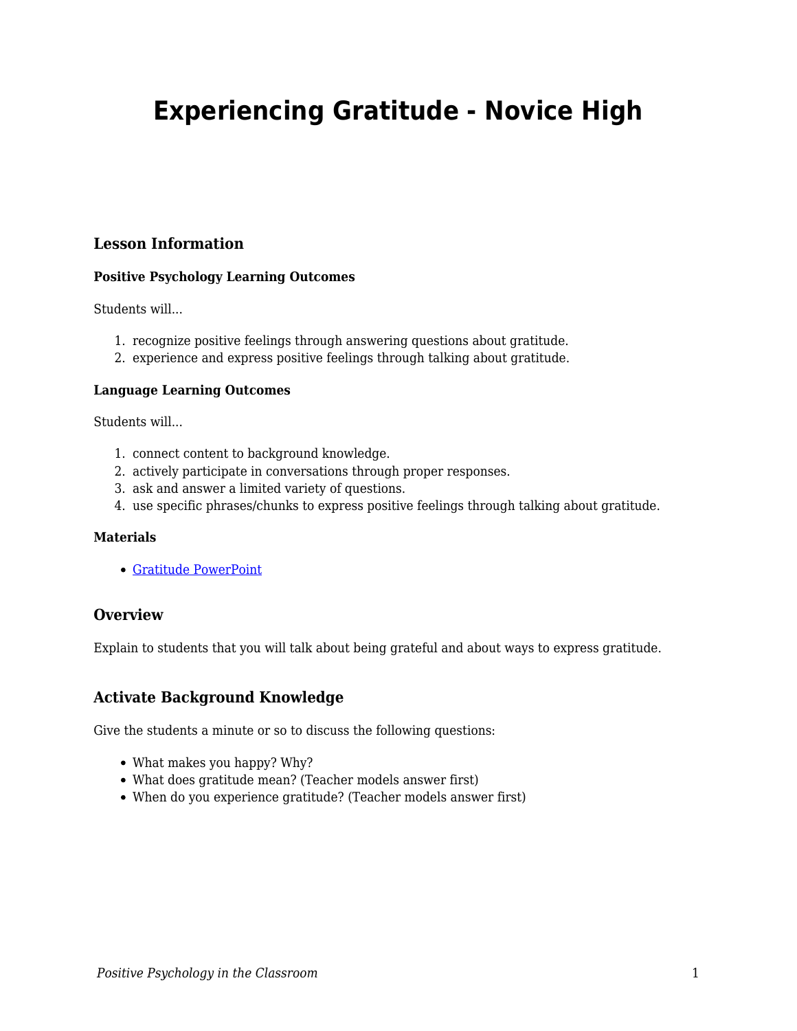# Experiencing Gratitude - Novice High

## Lesson Information

### Positive Psychology Learning Outcomes

Students will...

1. recognize positive feelings through answering questions about gratitude.
2. experience and express positive feelings through talking about gratitude.

### Language Learning Outcomes

Students will...

1. connect content to background knowledge.
2. actively participate in conversations through proper responses.
3. ask and answer a limited variety of questions.
4. use specific phrases/chunks to express positive feelings through talking about gratitude.

### Materials

- Gratitude PowerPoint

## Overview

Explain to students that you will talk about being grateful and about ways to express gratitude.

## Activate Background Knowledge

Give the students a minute or so to discuss the following questions:

- What makes you happy? Why?
- What does gratitude mean? (Teacher models answer first)
- When do you experience gratitude? (Teacher models answer first)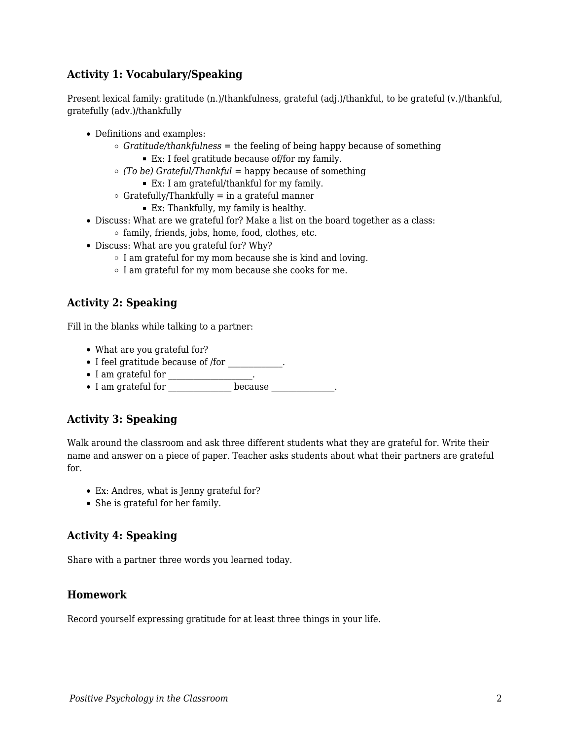### Activity 1: Vocabulary/Speaking

Present lexical family: gratitude (n.)/thankfulness, grateful (adj.)/thankful, to be grateful (v.)/thankful, gratefully (adv.)/thankfully

- Definitions and examples:
  - *Gratitude/thankfulness* = the feeling of being happy because of something
    - Ex: I feel gratitude because of/for my family.
  - *(To be) Grateful/Thankful* = happy because of something
    - Ex: I am grateful/thankful for my family.
  - Gratefully/Thankfully = in a grateful manner
    - Ex: Thankfully, my family is healthy.
- Discuss: What are we grateful for? Make a list on the board together as a class:
  - family, friends, jobs, home, food, clothes, etc.
- Discuss: What are you grateful for? Why?
  - I am grateful for my mom because she is kind and loving.
  - I am grateful for my mom because she cooks for me.

### Activity 2: Speaking

Fill in the blanks while talking to a partner:

- What are you grateful for?
- I feel gratitude because of /for _____________.
- I am grateful for ___________________.
- I am grateful for _______________ because _______________.

### Activity 3: Speaking

Walk around the classroom and ask three different students what they are grateful for. Write their name and answer on a piece of paper. Teacher asks students about what their partners are grateful for.

- Ex: Andres, what is Jenny grateful for?
- She is grateful for her family.

### Activity 4: Speaking

Share with a partner three words you learned today.

### Homework

Record yourself expressing gratitude for at least three things in your life.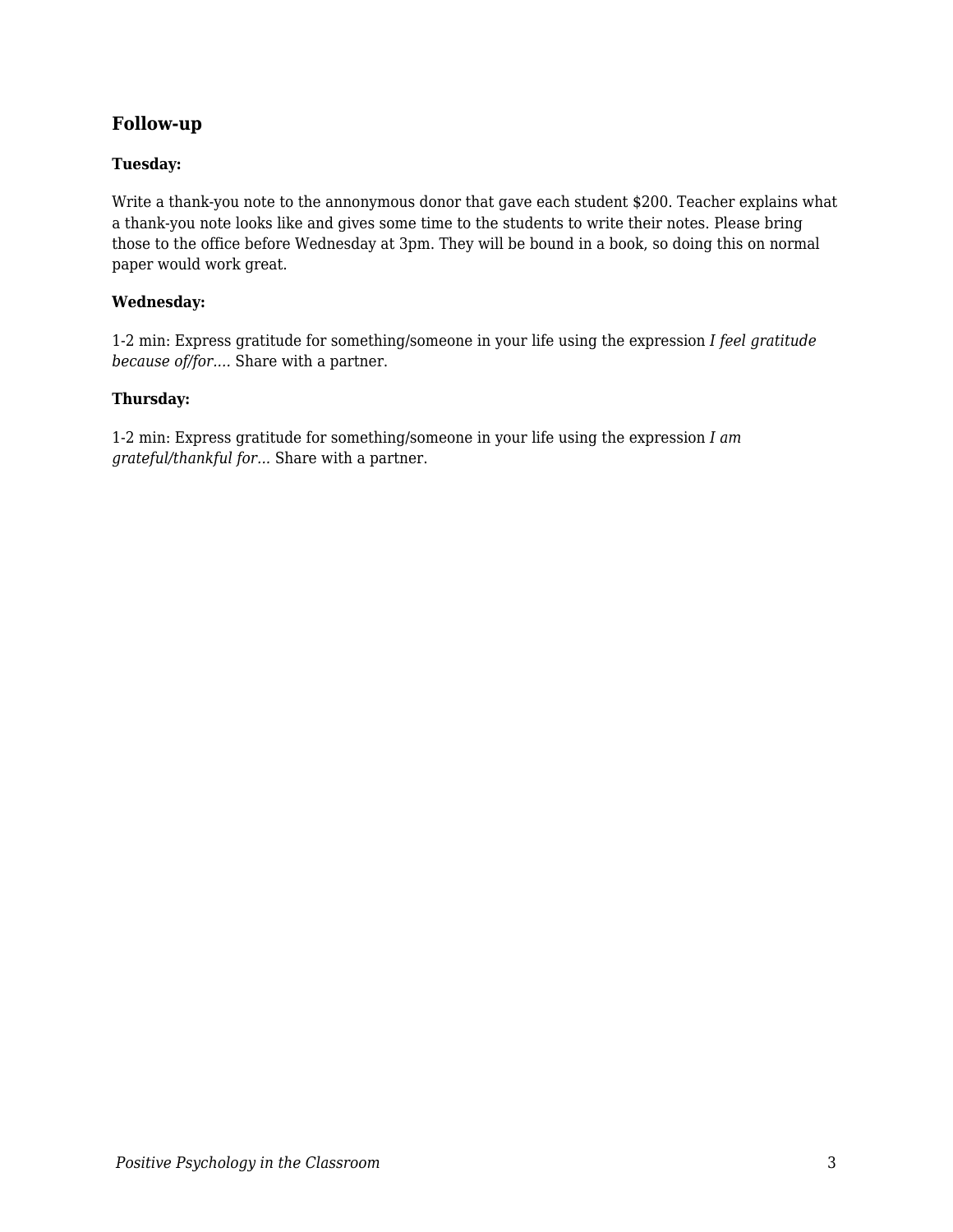## Follow-up

**Tuesday:**

Write a thank-you note to the annonymous donor that gave each student $200. Teacher explains what a thank-you note looks like and gives some time to the students to write their notes. Please bring those to the office before Wednesday at 3pm. They will be bound in a book, so doing this on normal paper would work great.

**Wednesday:**

1-2 min: Express gratitude for something/someone in your life using the expression *I feel gratitude because of/for….* Share with a partner.

**Thursday:**

1-2 min: Express gratitude for something/someone in your life using the expression *I am grateful/thankful for…* Share with a partner.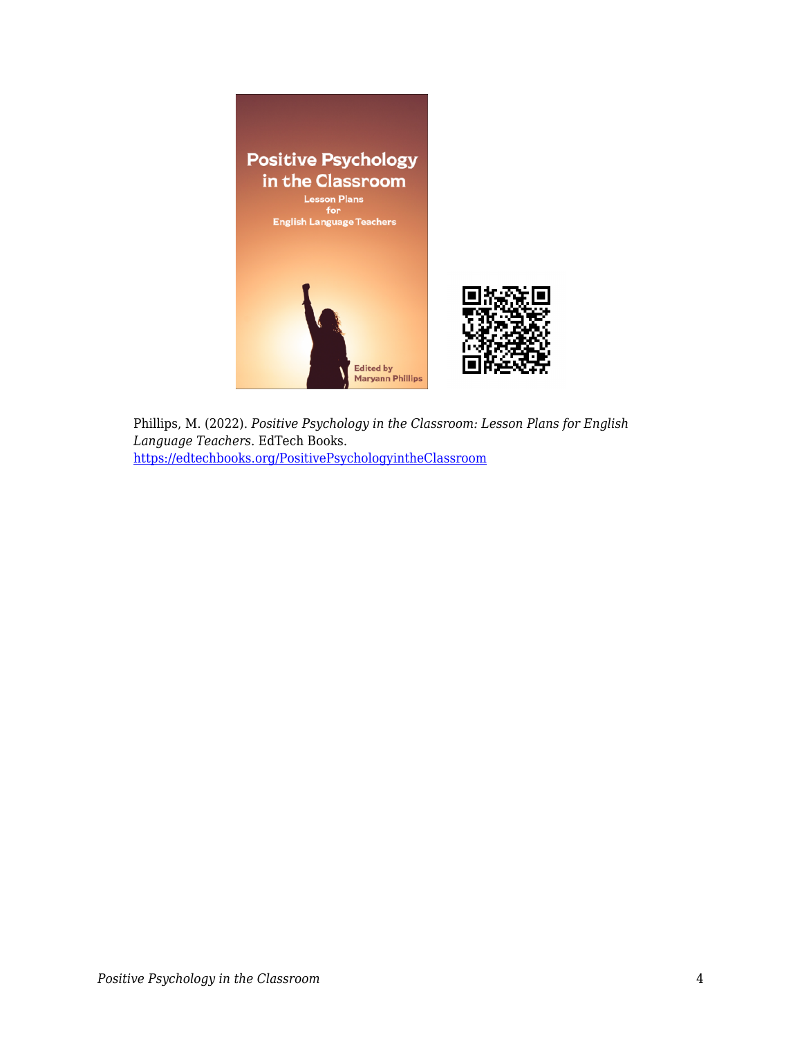Phillips, M. (2022). *Positive Psychology in the Classroom: Lesson Plans for English Language Teachers*. EdTech Books. https://edtechbooks.org/PositivePsychologyintheClassroom